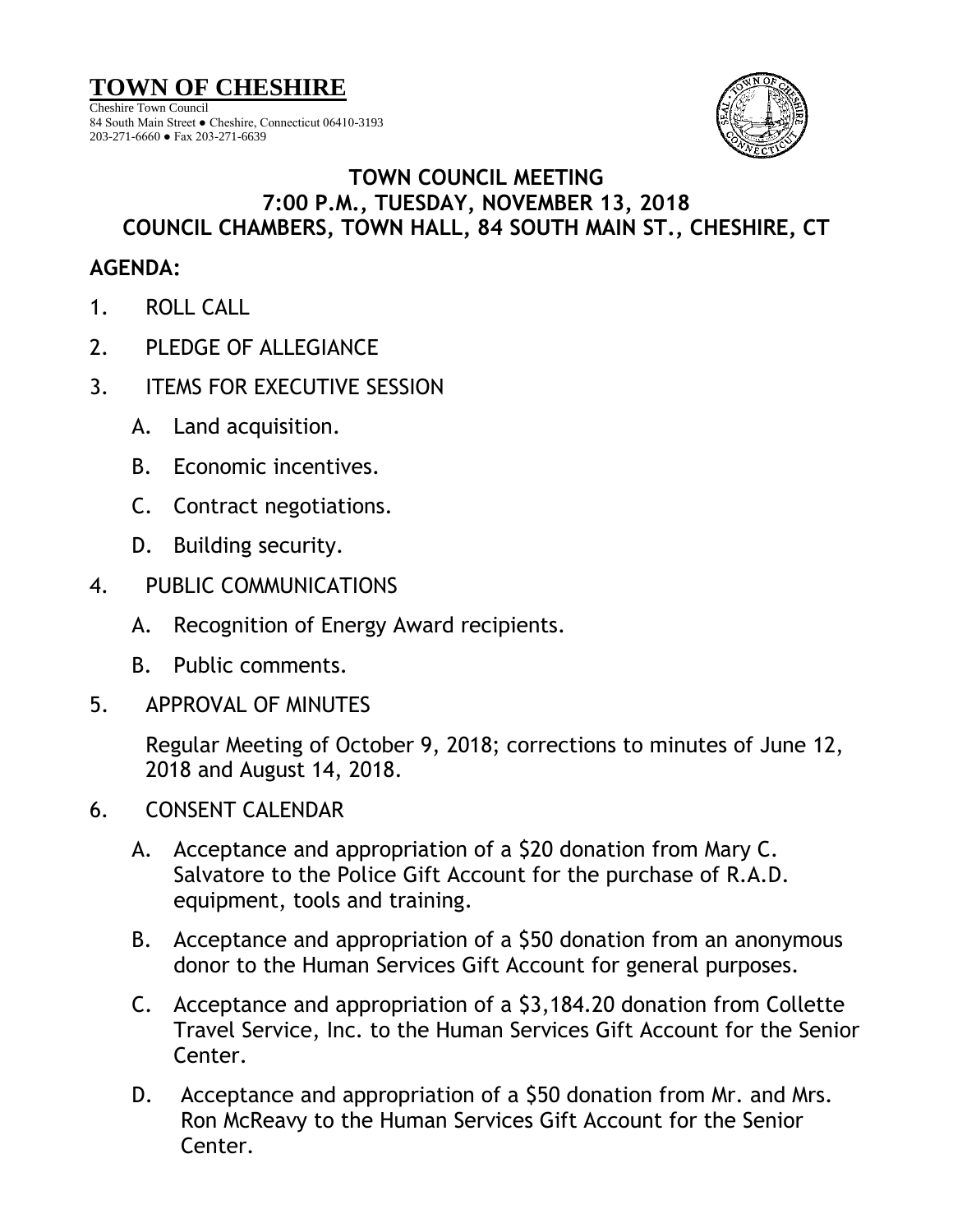# TOWN OF CHESHIRE

Cheshire Town Council
84 South Main Street ● Cheshire, Connecticut 06410-3193
203-271-6660 ● Fax 203-271-6639

## TOWN COUNCIL MEETING
## 7:00 P.M., TUESDAY, NOVEMBER 13, 2018
## COUNCIL CHAMBERS, TOWN HALL, 84 SOUTH MAIN ST., CHESHIRE, CT

**AGENDA:**

1. ROLL CALL

2. PLEDGE OF ALLEGIANCE

3. ITEMS FOR EXECUTIVE SESSION

   A. Land acquisition.

   B. Economic incentives.

   C. Contract negotiations.

   D. Building security.

4. PUBLIC COMMUNICATIONS

   A. Recognition of Energy Award recipients.

   B. Public comments.

5. APPROVAL OF MINUTES

   Regular Meeting of October 9, 2018; corrections to minutes of June 12, 2018 and August 14, 2018.

6. CONSENT CALENDAR

   A. Acceptance and appropriation of a $20 donation from Mary C. Salvatore to the Police Gift Account for the purchase of R.A.D. equipment, tools and training.

   B. Acceptance and appropriation of a $50 donation from an anonymous donor to the Human Services Gift Account for general purposes.

   C. Acceptance and appropriation of a $3,184.20 donation from Collette Travel Service, Inc. to the Human Services Gift Account for the Senior Center.

   D. Acceptance and appropriation of a $50 donation from Mr. and Mrs. Ron McReavy to the Human Services Gift Account for the Senior Center.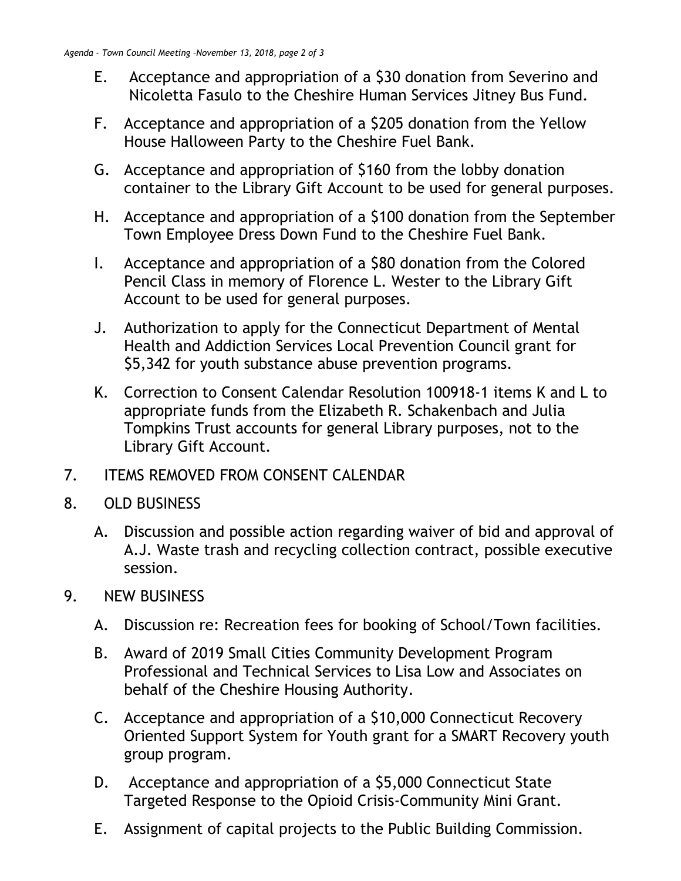E. Acceptance and appropriation of a $30 donation from Severino and Nicoletta Fasulo to the Cheshire Human Services Jitney Bus Fund.

F. Acceptance and appropriation of a $205 donation from the Yellow House Halloween Party to the Cheshire Fuel Bank.

G. Acceptance and appropriation of $160 from the lobby donation container to the Library Gift Account to be used for general purposes.

H. Acceptance and appropriation of a $100 donation from the September Town Employee Dress Down Fund to the Cheshire Fuel Bank.

I. Acceptance and appropriation of a $80 donation from the Colored Pencil Class in memory of Florence L. Wester to the Library Gift Account to be used for general purposes.

J. Authorization to apply for the Connecticut Department of Mental Health and Addiction Services Local Prevention Council grant for $5,342 for youth substance abuse prevention programs.

K. Correction to Consent Calendar Resolution 100918-1 items K and L to appropriate funds from the Elizabeth R. Schakenbach and Julia Tompkins Trust accounts for general Library purposes, not to the Library Gift Account.

7. ITEMS REMOVED FROM CONSENT CALENDAR

8. OLD BUSINESS

   A. Discussion and possible action regarding waiver of bid and approval of A.J. Waste trash and recycling collection contract, possible executive session.

9. NEW BUSINESS

   A. Discussion re: Recreation fees for booking of School/Town facilities.

   B. Award of 2019 Small Cities Community Development Program Professional and Technical Services to Lisa Low and Associates on behalf of the Cheshire Housing Authority.

   C. Acceptance and appropriation of a $10,000 Connecticut Recovery Oriented Support System for Youth grant for a SMART Recovery youth group program.

   D. Acceptance and appropriation of a $5,000 Connecticut State Targeted Response to the Opioid Crisis-Community Mini Grant.

   E. Assignment of capital projects to the Public Building Commission.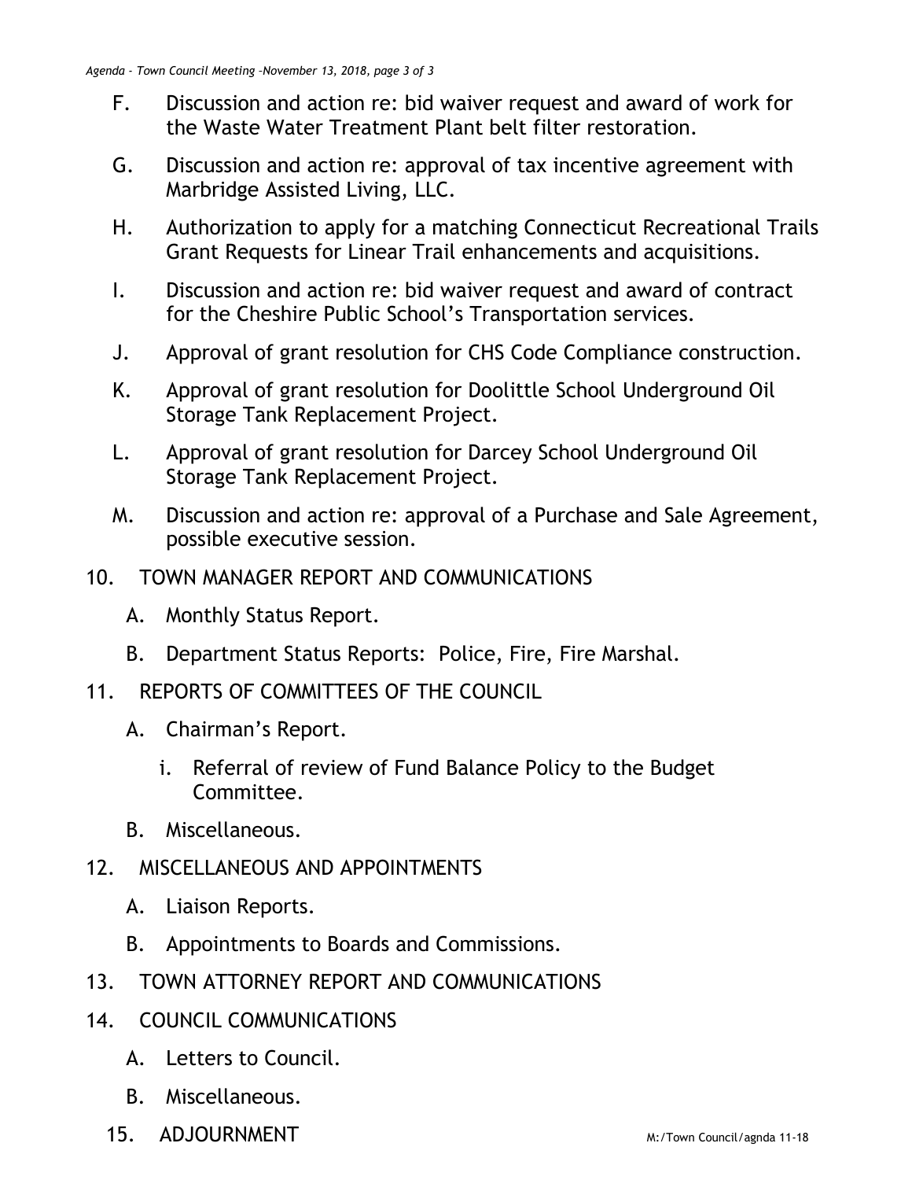F. Discussion and action re: bid waiver request and award of work for the Waste Water Treatment Plant belt filter restoration.

G. Discussion and action re: approval of tax incentive agreement with Marbridge Assisted Living, LLC.

H. Authorization to apply for a matching Connecticut Recreational Trails Grant Requests for Linear Trail enhancements and acquisitions.

I. Discussion and action re: bid waiver request and award of contract for the Cheshire Public School's Transportation services.

J. Approval of grant resolution for CHS Code Compliance construction.

K. Approval of grant resolution for Doolittle School Underground Oil Storage Tank Replacement Project.

L. Approval of grant resolution for Darcey School Underground Oil Storage Tank Replacement Project.

M. Discussion and action re: approval of a Purchase and Sale Agreement, possible executive session.

10. TOWN MANAGER REPORT AND COMMUNICATIONS

   A. Monthly Status Report.

   B. Department Status Reports: Police, Fire, Fire Marshal.

11. REPORTS OF COMMITTEES OF THE COUNCIL

   A. Chairman's Report.

      i. Referral of review of Fund Balance Policy to the Budget Committee.

   B. Miscellaneous.

12. MISCELLANEOUS AND APPOINTMENTS

   A. Liaison Reports.

   B. Appointments to Boards and Commissions.

13. TOWN ATTORNEY REPORT AND COMMUNICATIONS

14. COUNCIL COMMUNICATIONS

   A. Letters to Council.

   B. Miscellaneous.

15. ADJOURNMENT

M:/Town Council/agnda 11-18